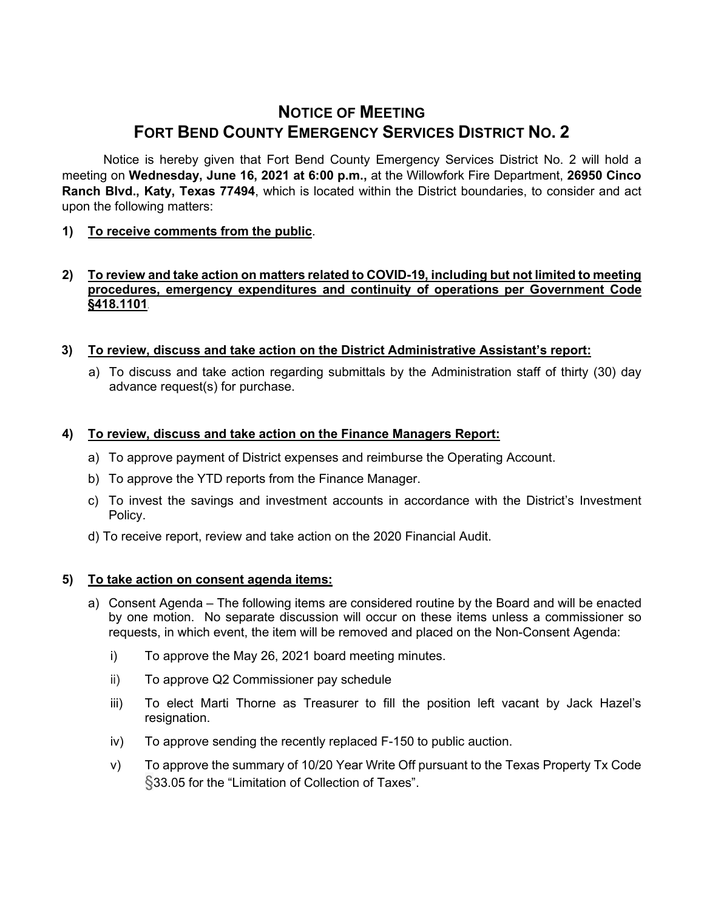# NOTICE OF MEETING
# FORT BEND COUNTY EMERGENCY SERVICES DISTRICT NO. 2

Notice is hereby given that Fort Bend County Emergency Services District No. 2 will hold a meeting on **Wednesday, June 16, 2021 at 6:00 p.m.,** at the Willowfork Fire Department, **26950 Cinco Ranch Blvd., Katy, Texas 77494**, which is located within the District boundaries, to consider and act upon the following matters:

1) **<u>To receive comments from the public</u>**.

2) **<u>To review and take action on matters related to COVID-19, including but not limited to meeting procedures, emergency expenditures and continuity of operations per Government Code §418.1101</u>**.

3) **<u>To review, discuss and take action on the District Administrative Assistant's report:</u>**

   a) To discuss and take action regarding submittals by the Administration staff of thirty (30) day advance request(s) for purchase.

4) **<u>To review, discuss and take action on the Finance Managers Report:</u>**

   a) To approve payment of District expenses and reimburse the Operating Account.

   b) To approve the YTD reports from the Finance Manager.

   c) To invest the savings and investment accounts in accordance with the District's Investment Policy.

   d) To receive report, review and take action on the 2020 Financial Audit.

5) **<u>To take action on consent agenda items:</u>**

   a) Consent Agenda – The following items are considered routine by the Board and will be enacted by one motion. No separate discussion will occur on these items unless a commissioner so requests, in which event, the item will be removed and placed on the Non-Consent Agenda:

      i) To approve the May 26, 2021 board meeting minutes.

      ii) To approve Q2 Commissioner pay schedule

      iii) To elect Marti Thorne as Treasurer to fill the position left vacant by Jack Hazel's resignation.

      iv) To approve sending the recently replaced F-150 to public auction.

      v) To approve the summary of 10/20 Year Write Off pursuant to the Texas Property Tx Code §33.05 for the "Limitation of Collection of Taxes".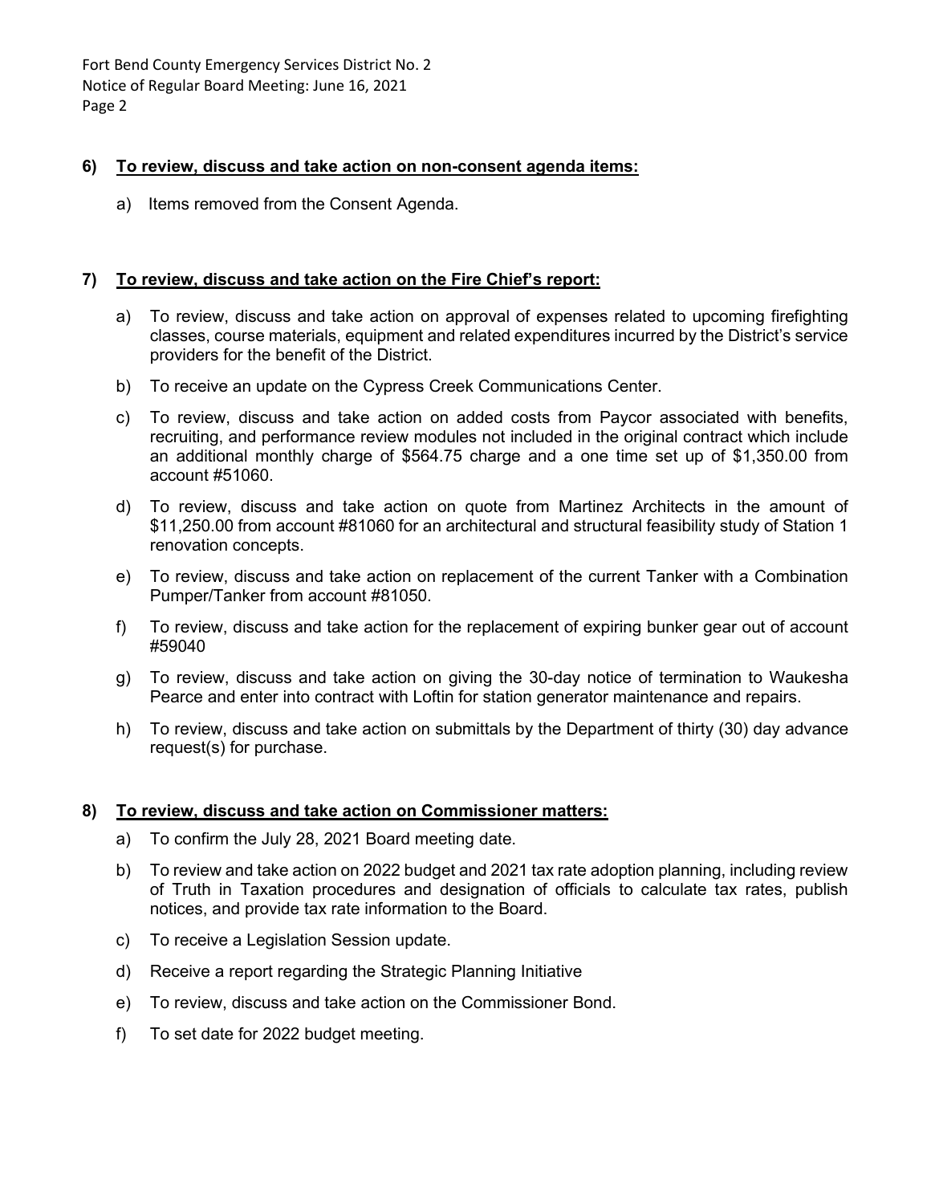**6) <u>To review, discuss and take action on non-consent agenda items:</u>**

a) Items removed from the Consent Agenda.

**7) <u>To review, discuss and take action on the Fire Chief's report:</u>**

a) To review, discuss and take action on approval of expenses related to upcoming firefighting classes, course materials, equipment and related expenditures incurred by the District's service providers for the benefit of the District.

b) To receive an update on the Cypress Creek Communications Center.

c) To review, discuss and take action on added costs from Paycor associated with benefits, recruiting, and performance review modules not included in the original contract which include an additional monthly charge of $564.75 charge and a one time set up of $1,350.00 from account #51060.

d) To review, discuss and take action on quote from Martinez Architects in the amount of $11,250.00 from account #81060 for an architectural and structural feasibility study of Station 1 renovation concepts.

e) To review, discuss and take action on replacement of the current Tanker with a Combination Pumper/Tanker from account #81050.

f) To review, discuss and take action for the replacement of expiring bunker gear out of account #59040

g) To review, discuss and take action on giving the 30-day notice of termination to Waukesha Pearce and enter into contract with Loftin for station generator maintenance and repairs.

h) To review, discuss and take action on submittals by the Department of thirty (30) day advance request(s) for purchase.

**8) <u>To review, discuss and take action on Commissioner matters:</u>**

a) To confirm the July 28, 2021 Board meeting date.

b) To review and take action on 2022 budget and 2021 tax rate adoption planning, including review of Truth in Taxation procedures and designation of officials to calculate tax rates, publish notices, and provide tax rate information to the Board.

c) To receive a Legislation Session update.

d) Receive a report regarding the Strategic Planning Initiative

e) To review, discuss and take action on the Commissioner Bond.

f) To set date for 2022 budget meeting.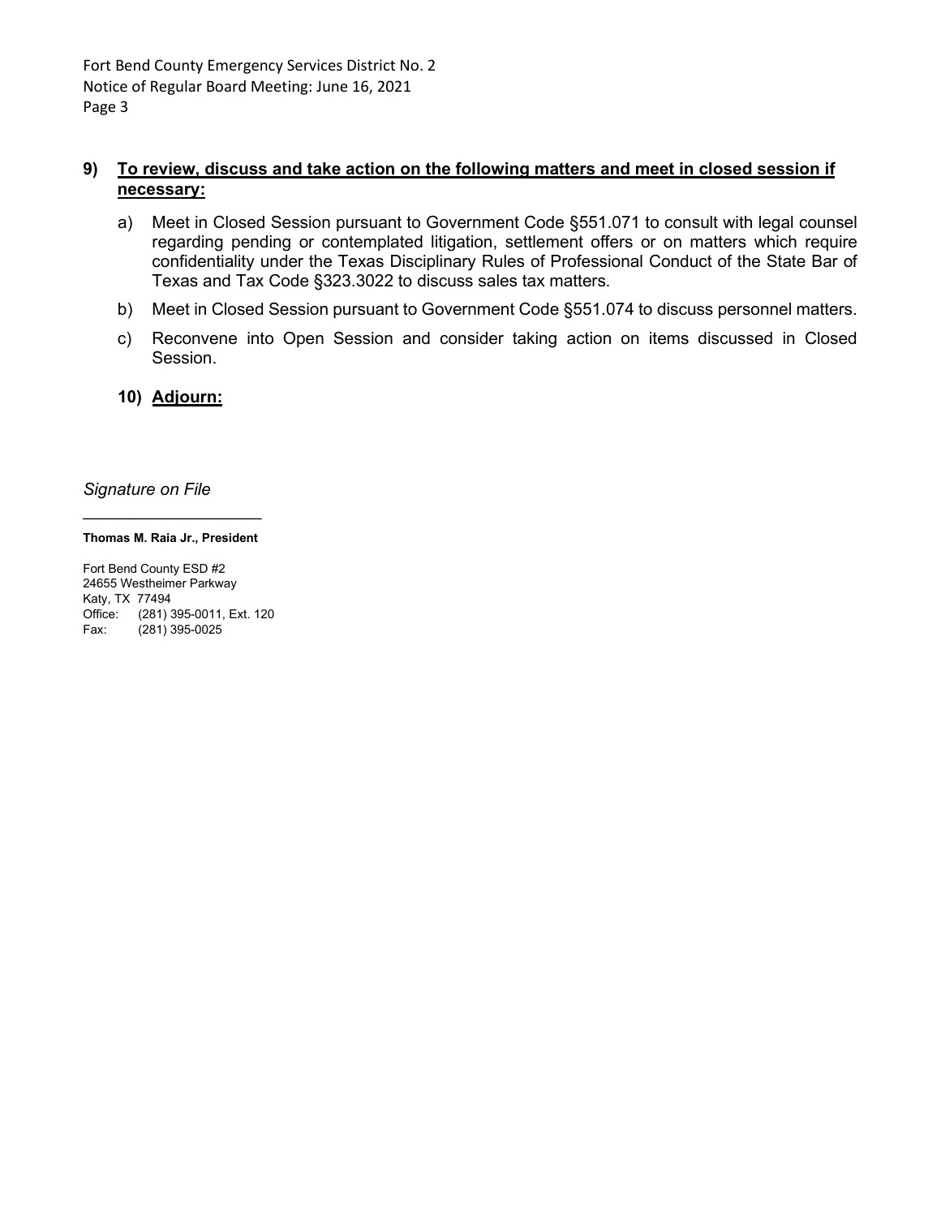**9) To review, discuss and take action on the following matters and meet in closed session if necessary:**

a) Meet in Closed Session pursuant to Government Code §551.071 to consult with legal counsel regarding pending or contemplated litigation, settlement offers or on matters which require confidentiality under the Texas Disciplinary Rules of Professional Conduct of the State Bar of Texas and Tax Code §323.3022 to discuss sales tax matters.

b) Meet in Closed Session pursuant to Government Code §551.074 to discuss personnel matters.

c) Reconvene into Open Session and consider taking action on items discussed in Closed Session.

**10) Adjourn:**

*Signature on File*

______________________

**Thomas M. Raia Jr., President**

Fort Bend County ESD #2
24655 Westheimer Parkway
Katy, TX 77494
Office: (281) 395-0011, Ext. 120
Fax: (281) 395-0025